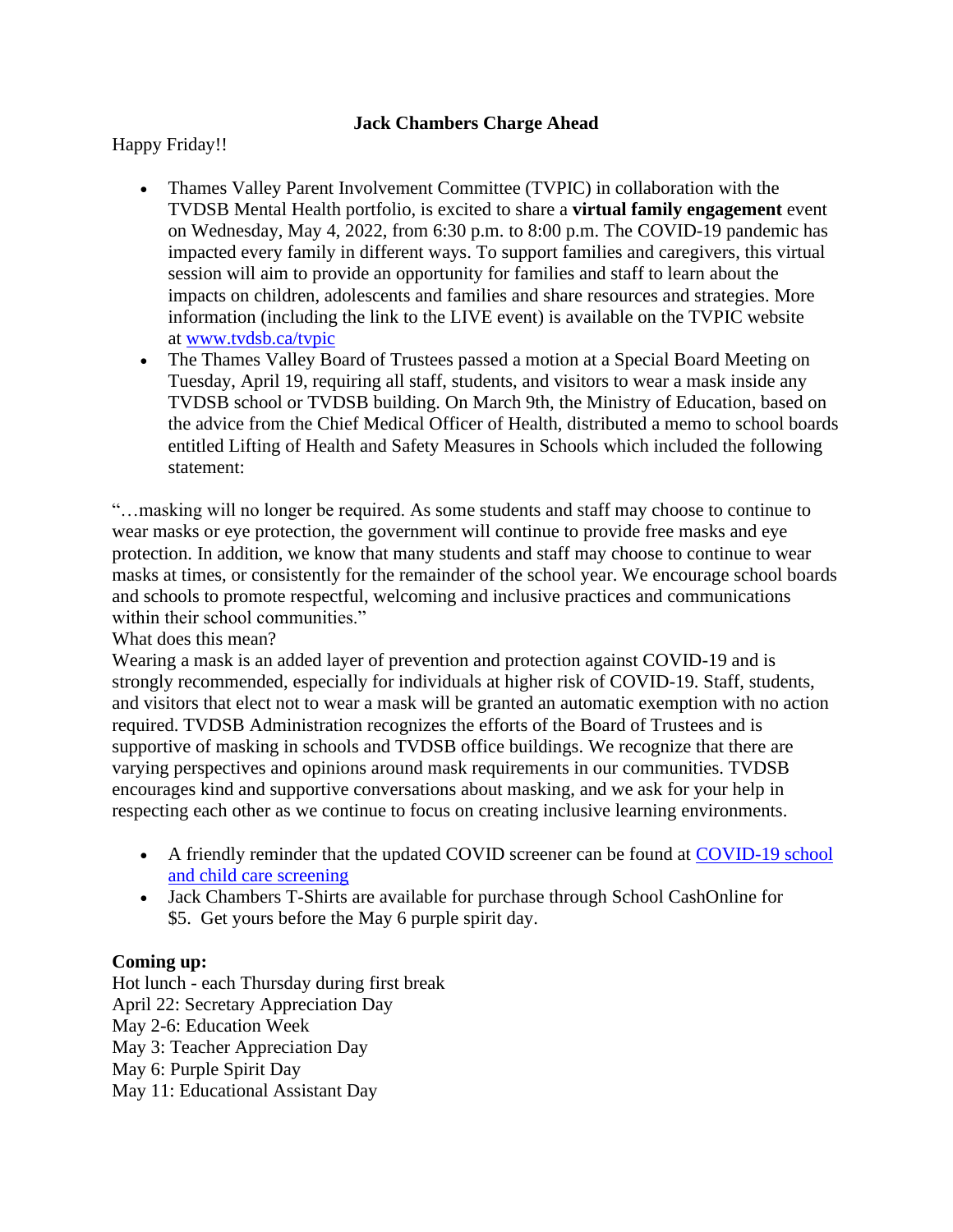**Jack Chambers Charge Ahead**

Happy Friday!!

- Thames Valley Parent Involvement Committee (TVPIC) in collaboration with the TVDSB Mental Health portfolio, is excited to share a **virtual family engagement** event on Wednesday, May 4, 2022, from 6:30 p.m. to 8:00 p.m. The COVID-19 pandemic has impacted every family in different ways. To support families and caregivers, this virtual session will aim to provide an opportunity for families and staff to learn about the impacts on children, adolescents and families and share resources and strategies. More information (including the link to the LIVE event) is available on the TVPIC website at [www.tvdsb.ca/tvpic](www.tvdsb.ca/tvpic)
- The Thames Valley Board of Trustees passed a motion at a Special Board Meeting on Tuesday, April 19, requiring all staff, students, and visitors to wear a mask inside any TVDSB school or TVDSB building. On March 9th, the Ministry of Education, based on the advice from the Chief Medical Officer of Health, distributed a memo to school boards entitled Lifting of Health and Safety Measures in Schools which included the following statement:

"…masking will no longer be required. As some students and staff may choose to continue to wear masks or eye protection, the government will continue to provide free masks and eye protection. In addition, we know that many students and staff may choose to continue to wear masks at times, or consistently for the remainder of the school year. We encourage school boards and schools to promote respectful, welcoming and inclusive practices and communications within their school communities."

What does this mean?

Wearing a mask is an added layer of prevention and protection against COVID-19 and is strongly recommended, especially for individuals at higher risk of COVID-19. Staff, students, and visitors that elect not to wear a mask will be granted an automatic exemption with no action required. TVDSB Administration recognizes the efforts of the Board of Trustees and is supportive of masking in schools and TVDSB office buildings. We recognize that there are varying perspectives and opinions around mask requirements in our communities. TVDSB encourages kind and supportive conversations about masking, and we ask for your help in respecting each other as we continue to focus on creating inclusive learning environments.

- A friendly reminder that the updated COVID screener can be found at COVID-19 school and child care screening
- Jack Chambers T-Shirts are available for purchase through School CashOnline for $5. Get yours before the May 6 purple spirit day.

**Coming up:**

Hot lunch - each Thursday during first break

April 22: Secretary Appreciation Day

May 2-6: Education Week

May 3: Teacher Appreciation Day

May 6: Purple Spirit Day

May 11: Educational Assistant Day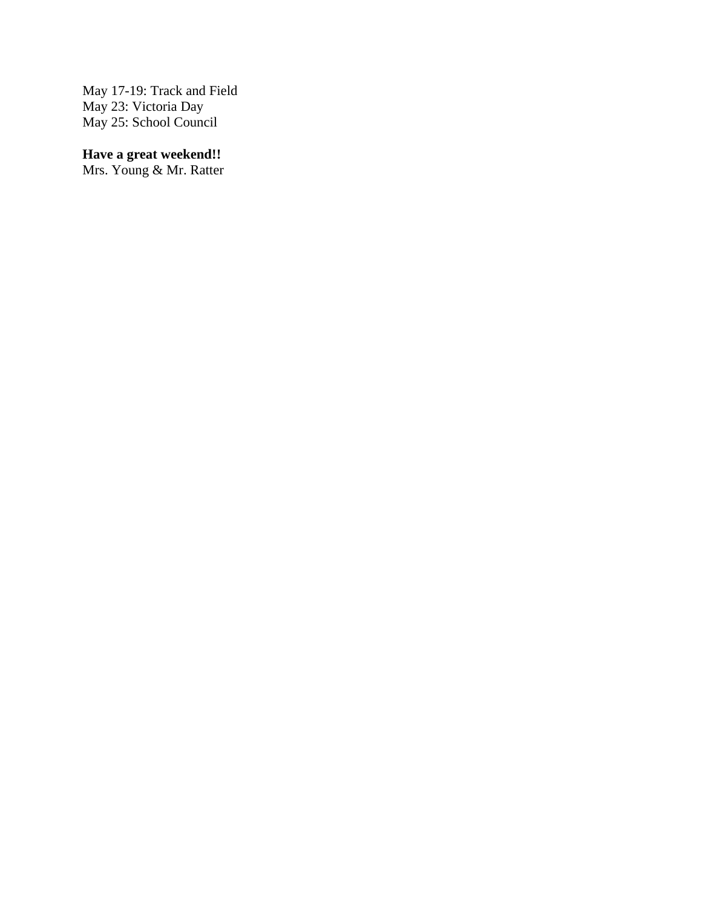May 17-19: Track and Field
May 23: Victoria Day
May 25: School Council

**Have a great weekend!!**
Mrs. Young & Mr. Ratter